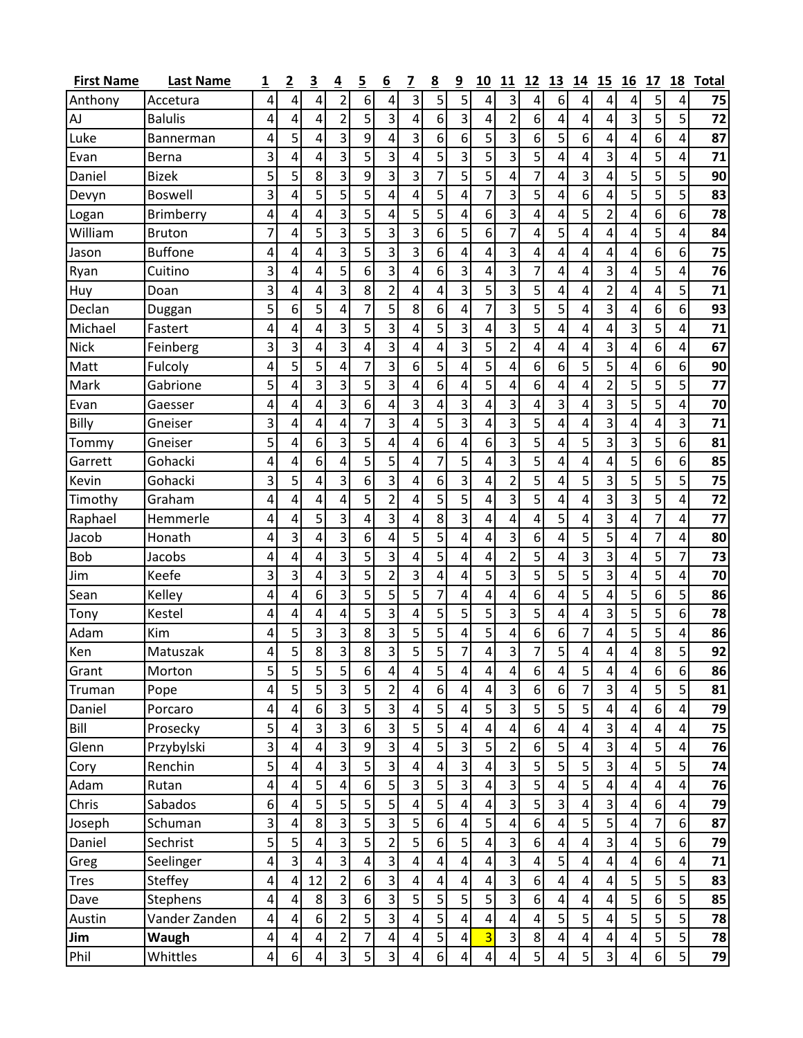| First Name | Last Name | 1 | 2 | 3 | 4 | 5 | 6 | 7 | 8 | 9 | 10 | 11 | 12 | 13 | 14 | 15 | 16 | 17 | 18 | Total |
|---|---|---|---|---|---|---|---|---|---|---|---|---|---|---|---|---|---|---|---|---|
| Anthony | Accetura | 4 | 4 | 4 | 2 | 6 | 4 | 3 | 5 | 5 | 4 | 3 | 4 | 6 | 4 | 4 | 4 | 5 | 4 | **75** |
| AJ | Balulis | 4 | 4 | 4 | 2 | 5 | 3 | 4 | 6 | 3 | 4 | 2 | 6 | 4 | 4 | 4 | 3 | 5 | 5 | **72** |
| Luke | Bannerman | 4 | 5 | 4 | 3 | 9 | 4 | 3 | 6 | 6 | 5 | 3 | 6 | 5 | 6 | 4 | 4 | 6 | 4 | **87** |
| Evan | Berna | 3 | 4 | 4 | 3 | 5 | 3 | 4 | 5 | 3 | 5 | 3 | 5 | 4 | 4 | 3 | 4 | 5 | 4 | **71** |
| Daniel | Bizek | 5 | 5 | 8 | 3 | 9 | 3 | 3 | 7 | 5 | 5 | 4 | 7 | 4 | 3 | 4 | 5 | 5 | 5 | **90** |
| Devyn | Boswell | 3 | 4 | 5 | 5 | 5 | 4 | 4 | 5 | 4 | 7 | 3 | 5 | 4 | 6 | 4 | 5 | 5 | 5 | **83** |
| Logan | Brimberry | 4 | 4 | 4 | 3 | 5 | 4 | 5 | 5 | 4 | 6 | 3 | 4 | 4 | 5 | 2 | 4 | 6 | 6 | **78** |
| William | Bruton | 7 | 4 | 5 | 3 | 5 | 3 | 3 | 6 | 5 | 6 | 7 | 4 | 5 | 4 | 4 | 4 | 5 | 4 | **84** |
| Jason | Buffone | 4 | 4 | 4 | 3 | 5 | 3 | 3 | 6 | 4 | 4 | 3 | 4 | 4 | 4 | 4 | 4 | 6 | 6 | **75** |
| Ryan | Cuitino | 3 | 4 | 4 | 5 | 6 | 3 | 4 | 6 | 3 | 4 | 3 | 7 | 4 | 4 | 3 | 4 | 5 | 4 | **76** |
| Huy | Doan | 3 | 4 | 4 | 3 | 8 | 2 | 4 | 4 | 3 | 5 | 3 | 5 | 4 | 4 | 2 | 4 | 4 | 5 | **71** |
| Declan | Duggan | 5 | 6 | 5 | 4 | 7 | 5 | 8 | 6 | 4 | 7 | 3 | 5 | 5 | 4 | 3 | 4 | 6 | 6 | **93** |
| Michael | Fastert | 4 | 4 | 4 | 3 | 5 | 3 | 4 | 5 | 3 | 4 | 3 | 5 | 4 | 4 | 4 | 3 | 5 | 4 | **71** |
| Nick | Feinberg | 3 | 3 | 4 | 3 | 4 | 3 | 4 | 4 | 3 | 5 | 2 | 4 | 4 | 4 | 3 | 4 | 6 | 4 | **67** |
| Matt | Fulcoly | 4 | 5 | 5 | 4 | 7 | 3 | 6 | 5 | 4 | 5 | 4 | 6 | 6 | 5 | 5 | 4 | 6 | 6 | **90** |
| Mark | Gabrione | 5 | 4 | 3 | 3 | 5 | 3 | 4 | 6 | 4 | 5 | 4 | 6 | 4 | 4 | 2 | 5 | 5 | 5 | **77** |
| Evan | Gaesser | 4 | 4 | 4 | 3 | 6 | 4 | 3 | 4 | 3 | 4 | 3 | 4 | 3 | 4 | 3 | 5 | 5 | 4 | **70** |
| Billy | Gneiser | 3 | 4 | 4 | 4 | 7 | 3 | 4 | 5 | 3 | 4 | 3 | 5 | 4 | 4 | 3 | 4 | 4 | 3 | **71** |
| Tommy | Gneiser | 5 | 4 | 6 | 3 | 5 | 4 | 4 | 6 | 4 | 6 | 3 | 5 | 4 | 5 | 3 | 3 | 5 | 6 | **81** |
| Garrett | Gohacki | 4 | 4 | 6 | 4 | 5 | 5 | 4 | 7 | 5 | 4 | 3 | 5 | 4 | 4 | 4 | 5 | 6 | 6 | **85** |
| Kevin | Gohacki | 3 | 5 | 4 | 3 | 6 | 3 | 4 | 6 | 3 | 4 | 2 | 5 | 4 | 5 | 3 | 5 | 5 | 5 | **75** |
| Timothy | Graham | 4 | 4 | 4 | 4 | 5 | 2 | 4 | 5 | 5 | 4 | 3 | 5 | 4 | 4 | 3 | 3 | 5 | 4 | **72** |
| Raphael | Hemmerle | 4 | 4 | 5 | 3 | 4 | 3 | 4 | 8 | 3 | 4 | 4 | 4 | 5 | 4 | 3 | 4 | 7 | 4 | **77** |
| Jacob | Honath | 4 | 3 | 4 | 3 | 6 | 4 | 5 | 5 | 4 | 4 | 3 | 6 | 4 | 5 | 5 | 4 | 7 | 4 | **80** |
| Bob | Jacobs | 4 | 4 | 4 | 3 | 5 | 3 | 4 | 5 | 4 | 4 | 2 | 5 | 4 | 3 | 3 | 4 | 5 | 7 | **73** |
| Jim | Keefe | 3 | 3 | 4 | 3 | 5 | 2 | 3 | 4 | 4 | 5 | 3 | 5 | 5 | 5 | 3 | 4 | 5 | 4 | **70** |
| Sean | Kelley | 4 | 4 | 6 | 3 | 5 | 5 | 5 | 7 | 4 | 4 | 4 | 6 | 4 | 5 | 4 | 5 | 6 | 5 | **86** |
| Tony | Kestel | 4 | 4 | 4 | 4 | 5 | 3 | 4 | 5 | 5 | 5 | 3 | 5 | 4 | 4 | 3 | 5 | 5 | 6 | **78** |
| Adam | Kim | 4 | 5 | 3 | 3 | 8 | 3 | 5 | 5 | 4 | 5 | 4 | 6 | 6 | 7 | 4 | 5 | 5 | 4 | **86** |
| Ken | Matuszak | 4 | 5 | 8 | 3 | 8 | 3 | 5 | 5 | 7 | 4 | 3 | 7 | 5 | 4 | 4 | 4 | 8 | 5 | **92** |
| Grant | Morton | 5 | 5 | 5 | 5 | 6 | 4 | 4 | 5 | 4 | 4 | 4 | 6 | 4 | 5 | 4 | 4 | 6 | 6 | **86** |
| Truman | Pope | 4 | 5 | 5 | 3 | 5 | 2 | 4 | 6 | 4 | 4 | 3 | 6 | 6 | 7 | 3 | 4 | 5 | 5 | **81** |
| Daniel | Porcaro | 4 | 4 | 6 | 3 | 5 | 3 | 4 | 5 | 4 | 5 | 3 | 5 | 5 | 5 | 4 | 4 | 6 | 4 | **79** |
| Bill | Prosecky | 5 | 4 | 3 | 3 | 6 | 3 | 5 | 5 | 4 | 4 | 4 | 6 | 4 | 4 | 3 | 4 | 4 | 4 | **75** |
| Glenn | Przybylski | 3 | 4 | 4 | 3 | 9 | 3 | 4 | 5 | 3 | 5 | 2 | 6 | 5 | 4 | 3 | 4 | 5 | 4 | **76** |
| Cory | Renchin | 5 | 4 | 4 | 3 | 5 | 3 | 4 | 4 | 3 | 4 | 3 | 5 | 5 | 5 | 3 | 4 | 5 | 5 | **74** |
| Adam | Rutan | 4 | 4 | 5 | 4 | 6 | 5 | 3 | 5 | 3 | 4 | 3 | 5 | 4 | 5 | 4 | 4 | 4 | 4 | **76** |
| Chris | Sabados | 6 | 4 | 5 | 5 | 5 | 5 | 4 | 5 | 4 | 4 | 3 | 5 | 3 | 4 | 3 | 4 | 6 | 4 | **79** |
| Joseph | Schuman | 3 | 4 | 8 | 3 | 5 | 3 | 5 | 6 | 4 | 5 | 4 | 6 | 4 | 5 | 5 | 4 | 7 | 6 | **87** |
| Daniel | Sechrist | 5 | 5 | 4 | 3 | 5 | 2 | 5 | 6 | 5 | 4 | 3 | 6 | 4 | 4 | 3 | 4 | 5 | 6 | **79** |
| Greg | Seelinger | 4 | 3 | 4 | 3 | 4 | 3 | 4 | 4 | 4 | 4 | 3 | 4 | 5 | 4 | 4 | 4 | 6 | 4 | **71** |
| Tres | Steffey | 4 | 4 | 12 | 2 | 6 | 3 | 4 | 4 | 4 | 4 | 3 | 6 | 4 | 4 | 4 | 5 | 5 | 5 | **83** |
| Dave | Stephens | 4 | 4 | 8 | 3 | 6 | 3 | 5 | 5 | 5 | 5 | 3 | 6 | 4 | 4 | 4 | 5 | 6 | 5 | **85** |
| Austin | Vander Zanden | 4 | 4 | 6 | 2 | 5 | 3 | 4 | 5 | 4 | 4 | 4 | 4 | 5 | 5 | 4 | 5 | 5 | 5 | **78** |
| **Jim** | **Waugh** | 4 | 4 | 4 | 2 | 7 | 4 | 4 | 5 | 4 | 3 | 3 | 8 | 4 | 4 | 4 | 4 | 5 | 5 | **78** |
| Phil | Whittles | 4 | 6 | 4 | 3 | 5 | 3 | 4 | 6 | 4 | 4 | 4 | 5 | 4 | 5 | 3 | 4 | 6 | 5 | **79** |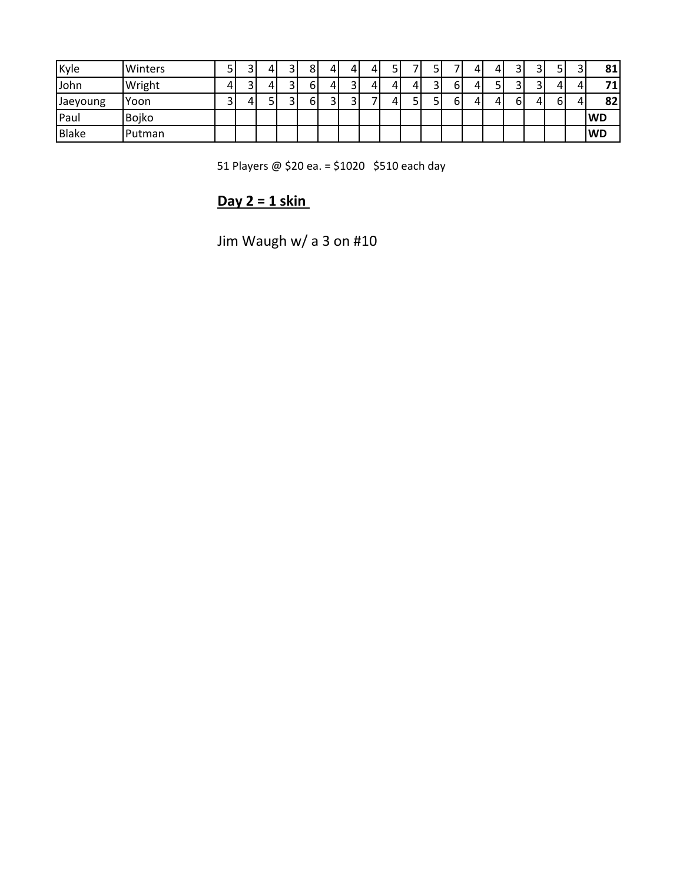| | | | | | | | | | | | | | | | | | | | | |
|---|---|---|---|---|---|---|---|---|---|---|---|---|---|---|---|---|---|---|---|---|
| Kyle | Winters | 5 | 3 | 4 | 3 | 8 | 4 | 4 | 4 | 5 | 7 | 5 | 7 | 4 | 4 | 3 | 3 | 5 | 3 | **81** |
| John | Wright | 4 | 3 | 4 | 3 | 6 | 4 | 3 | 4 | 4 | 4 | 3 | 6 | 4 | 5 | 3 | 3 | 4 | 4 | **71** |
| Jaeyoung | Yoon | 3 | 4 | 5 | 3 | 6 | 3 | 3 | 7 | 4 | 5 | 5 | 6 | 4 | 4 | 6 | 4 | 6 | 4 | **82** |
| Paul | Bojko | | | | | | | | | | | | | | | | | | | **WD** |
| Blake | Putman | | | | | | | | | | | | | | | | | | | **WD** |

51 Players @ $20 ea. = $1020   $510 each day

**<u>Day 2 = 1 skin</u>**

Jim Waugh w/ a 3 on #10